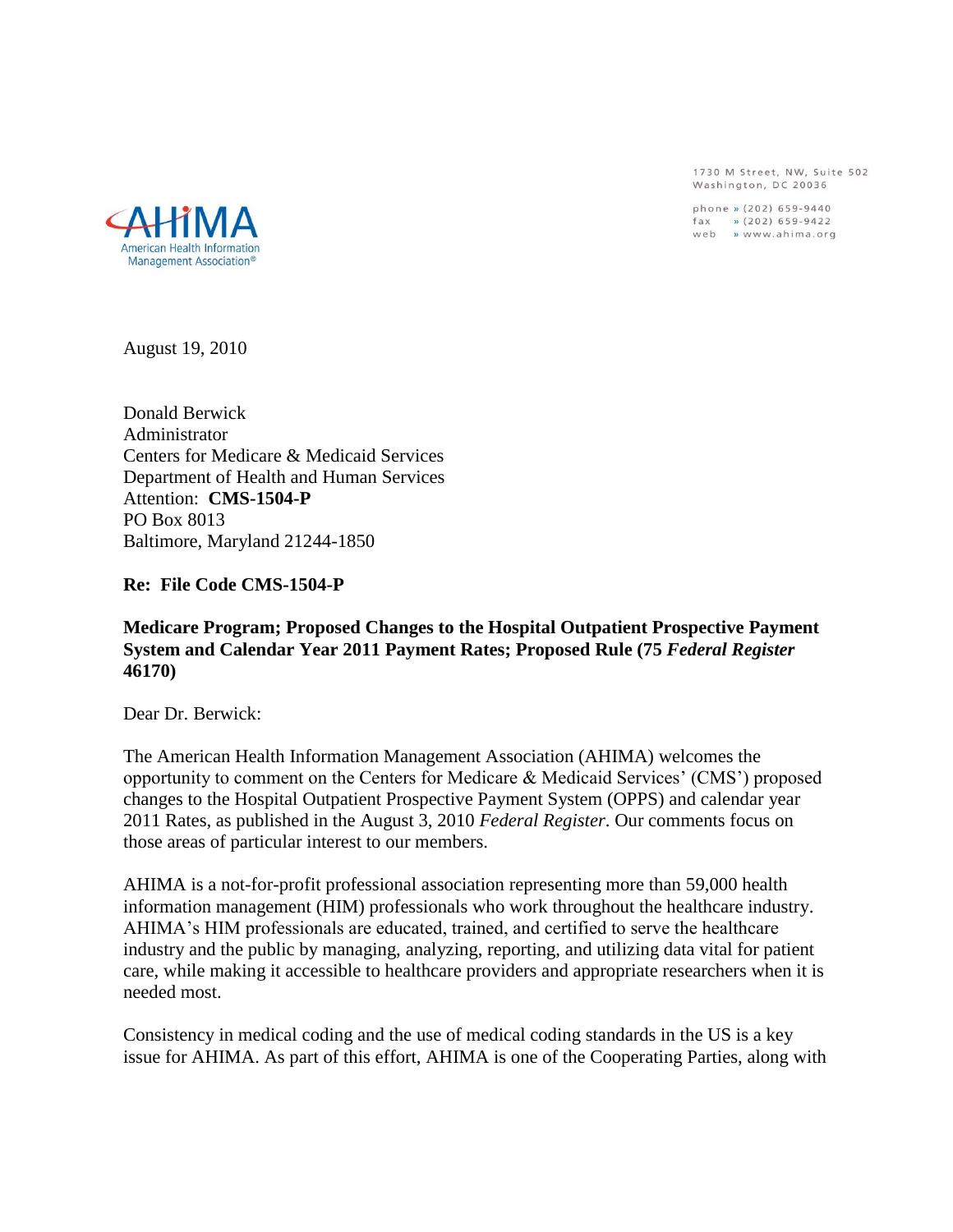AHIMA
American Health Information Management Association®

1730 M Street, NW, Suite 502
Washington, DC 20036

phone » (202) 659-9440
fax » (202) 659-9422
web » www.ahima.org

August 19, 2010

Donald Berwick
Administrator
Centers for Medicare & Medicaid Services
Department of Health and Human Services
Attention: **CMS-1504-P**
PO Box 8013
Baltimore, Maryland 21244-1850

**Re: File Code CMS-1504-P**

**Medicare Program; Proposed Changes to the Hospital Outpatient Prospective Payment System and Calendar Year 2011 Payment Rates; Proposed Rule (75 *Federal Register* 46170)**

Dear Dr. Berwick:

The American Health Information Management Association (AHIMA) welcomes the opportunity to comment on the Centers for Medicare & Medicaid Services' (CMS') proposed changes to the Hospital Outpatient Prospective Payment System (OPPS) and calendar year 2011 Rates, as published in the August 3, 2010 *Federal Register*. Our comments focus on those areas of particular interest to our members.

AHIMA is a not-for-profit professional association representing more than 59,000 health information management (HIM) professionals who work throughout the healthcare industry. AHIMA's HIM professionals are educated, trained, and certified to serve the healthcare industry and the public by managing, analyzing, reporting, and utilizing data vital for patient care, while making it accessible to healthcare providers and appropriate researchers when it is needed most.

Consistency in medical coding and the use of medical coding standards in the US is a key issue for AHIMA. As part of this effort, AHIMA is one of the Cooperating Parties, along with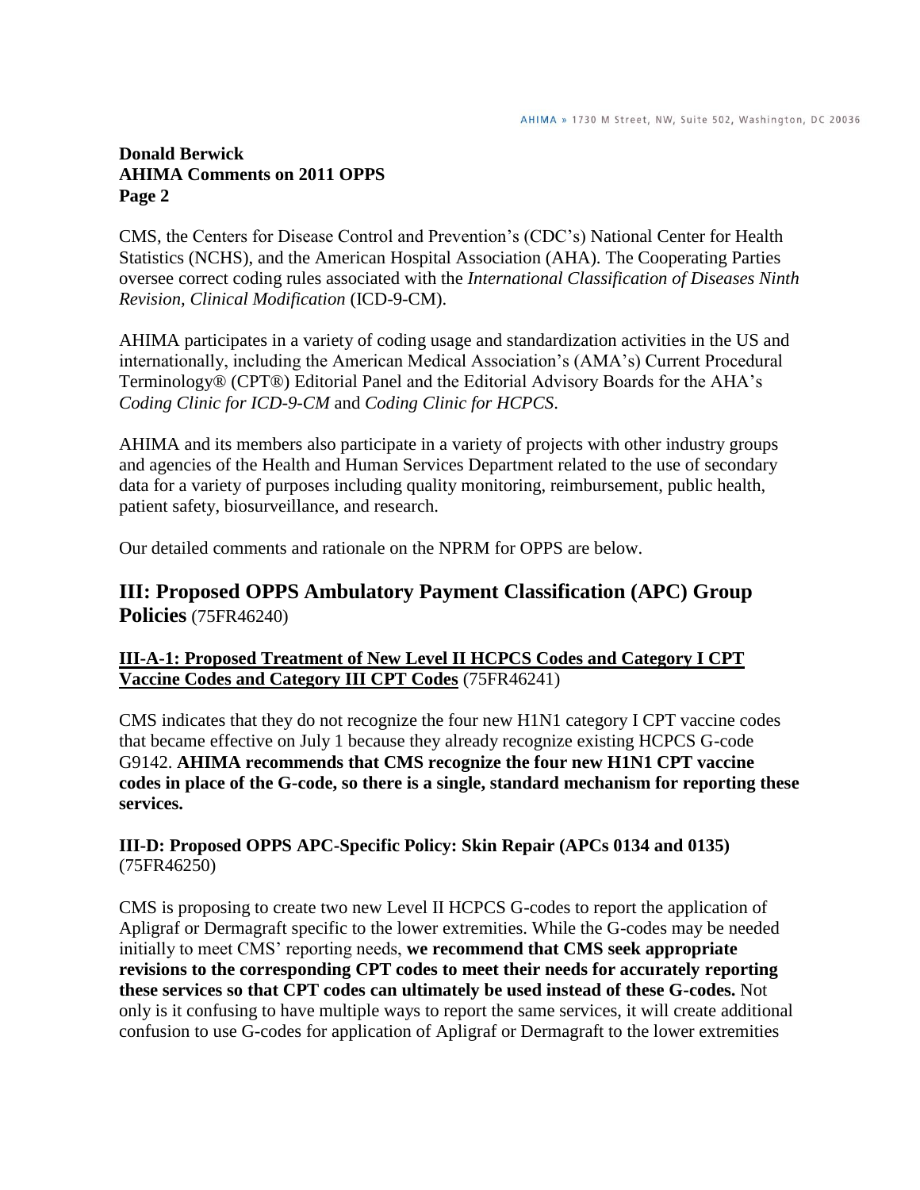CMS, the Centers for Disease Control and Prevention's (CDC's) National Center for Health Statistics (NCHS), and the American Hospital Association (AHA). The Cooperating Parties oversee correct coding rules associated with the *International Classification of Diseases Ninth Revision, Clinical Modification* (ICD-9-CM).

AHIMA participates in a variety of coding usage and standardization activities in the US and internationally, including the American Medical Association's (AMA's) Current Procedural Terminology® (CPT®) Editorial Panel and the Editorial Advisory Boards for the AHA's *Coding Clinic for ICD-9-CM* and *Coding Clinic for HCPCS*.

AHIMA and its members also participate in a variety of projects with other industry groups and agencies of the Health and Human Services Department related to the use of secondary data for a variety of purposes including quality monitoring, reimbursement, public health, patient safety, biosurveillance, and research.

Our detailed comments and rationale on the NPRM for OPPS are below.

## III: Proposed OPPS Ambulatory Payment Classification (APC) Group Policies (75FR46240)

**III-A-1: Proposed Treatment of New Level II HCPCS Codes and Category I CPT Vaccine Codes and Category III CPT Codes** (75FR46241)

CMS indicates that they do not recognize the four new H1N1 category I CPT vaccine codes that became effective on July 1 because they already recognize existing HCPCS G-code G9142. **AHIMA recommends that CMS recognize the four new H1N1 CPT vaccine codes in place of the G-code, so there is a single, standard mechanism for reporting these services.**

**III-D: Proposed OPPS APC-Specific Policy: Skin Repair (APCs 0134 and 0135)** (75FR46250)

CMS is proposing to create two new Level II HCPCS G-codes to report the application of Apligraf or Dermagraft specific to the lower extremities. While the G-codes may be needed initially to meet CMS' reporting needs, **we recommend that CMS seek appropriate revisions to the corresponding CPT codes to meet their needs for accurately reporting these services so that CPT codes can ultimately be used instead of these G-codes.** Not only is it confusing to have multiple ways to report the same services, it will create additional confusion to use G-codes for application of Apligraf or Dermagraft to the lower extremities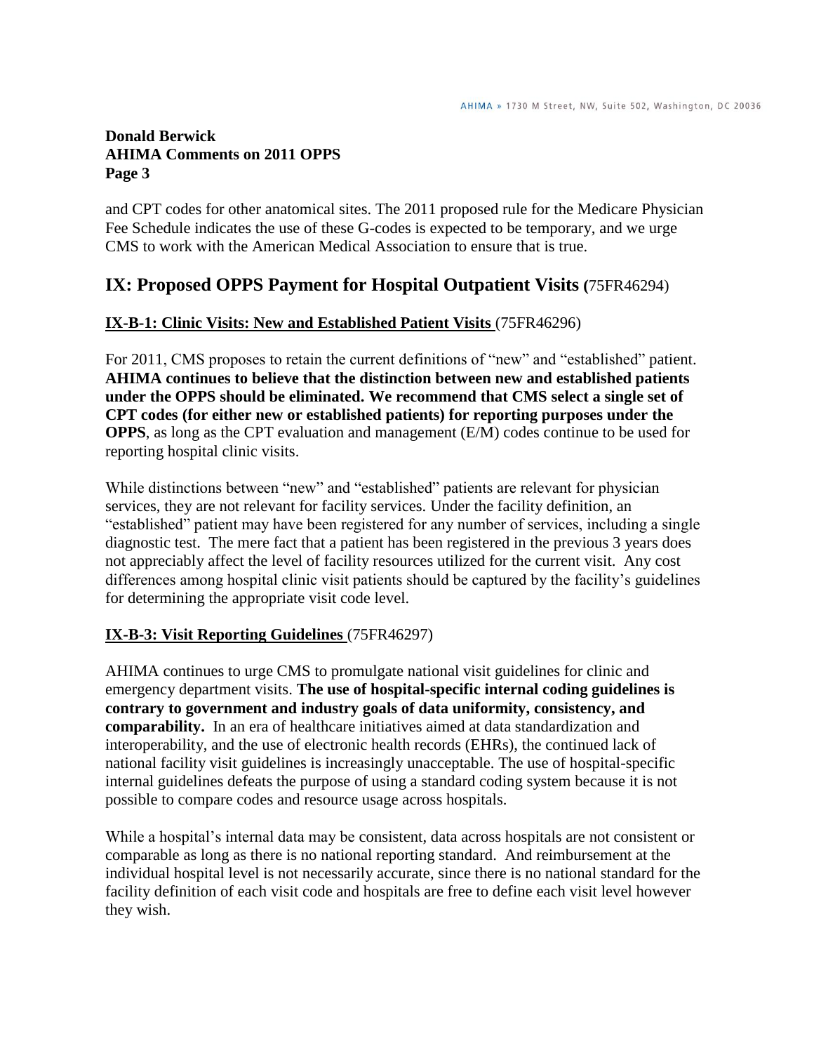and CPT codes for other anatomical sites. The 2011 proposed rule for the Medicare Physician Fee Schedule indicates the use of these G-codes is expected to be temporary, and we urge CMS to work with the American Medical Association to ensure that is true.

## IX: Proposed OPPS Payment for Hospital Outpatient Visits (75FR46294)

### IX-B-1: Clinic Visits: New and Established Patient Visits (75FR46296)

For 2011, CMS proposes to retain the current definitions of "new" and "established" patient. **AHIMA continues to believe that the distinction between new and established patients under the OPPS should be eliminated. We recommend that CMS select a single set of CPT codes (for either new or established patients) for reporting purposes under the OPPS**, as long as the CPT evaluation and management (E/M) codes continue to be used for reporting hospital clinic visits.

While distinctions between "new" and "established" patients are relevant for physician services, they are not relevant for facility services. Under the facility definition, an "established" patient may have been registered for any number of services, including a single diagnostic test. The mere fact that a patient has been registered in the previous 3 years does not appreciably affect the level of facility resources utilized for the current visit. Any cost differences among hospital clinic visit patients should be captured by the facility's guidelines for determining the appropriate visit code level.

### IX-B-3: Visit Reporting Guidelines (75FR46297)

AHIMA continues to urge CMS to promulgate national visit guidelines for clinic and emergency department visits. **The use of hospital-specific internal coding guidelines is contrary to government and industry goals of data uniformity, consistency, and comparability.** In an era of healthcare initiatives aimed at data standardization and interoperability, and the use of electronic health records (EHRs), the continued lack of national facility visit guidelines is increasingly unacceptable. The use of hospital-specific internal guidelines defeats the purpose of using a standard coding system because it is not possible to compare codes and resource usage across hospitals.

While a hospital's internal data may be consistent, data across hospitals are not consistent or comparable as long as there is no national reporting standard. And reimbursement at the individual hospital level is not necessarily accurate, since there is no national standard for the facility definition of each visit code and hospitals are free to define each visit level however they wish.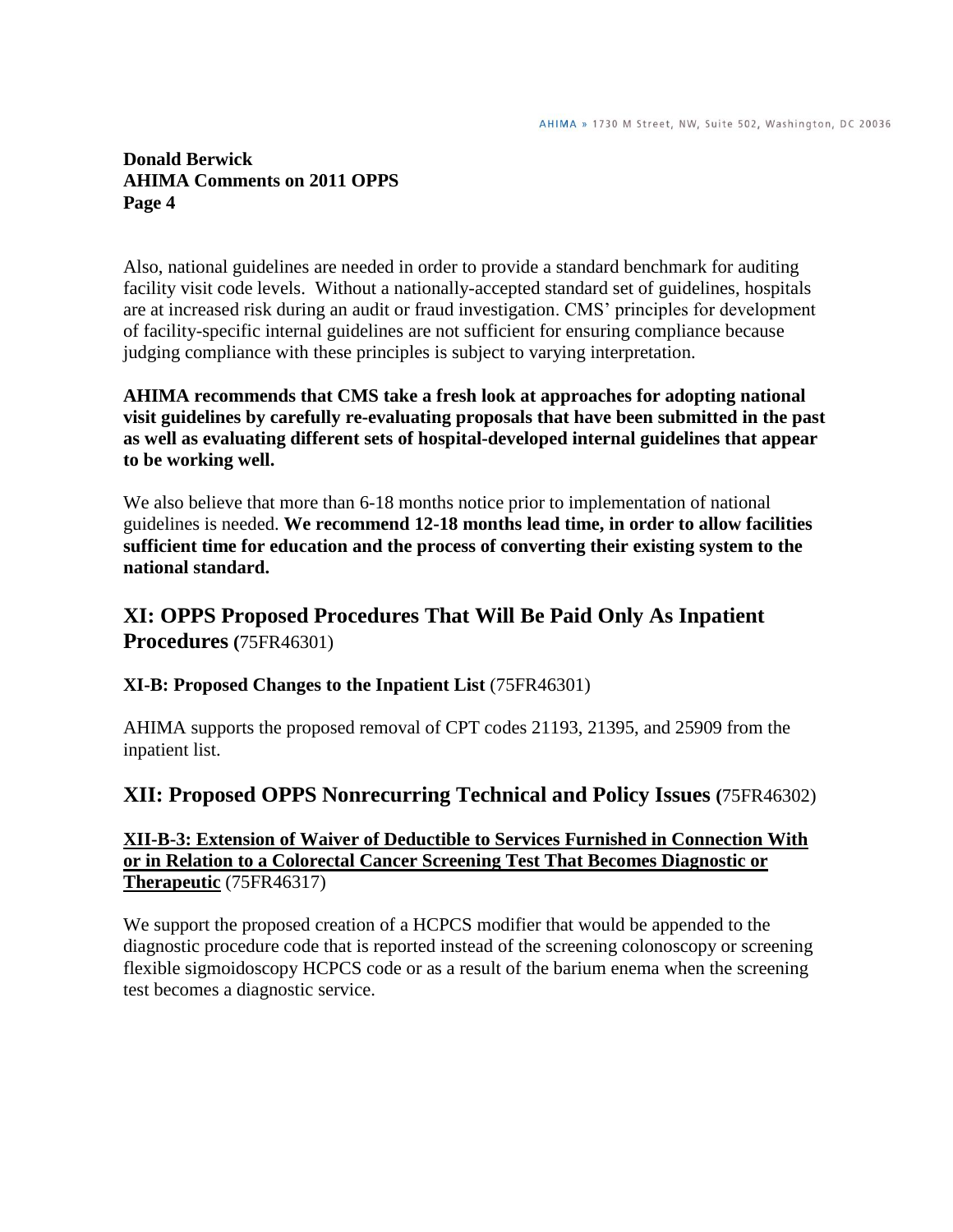Also, national guidelines are needed in order to provide a standard benchmark for auditing facility visit code levels. Without a nationally-accepted standard set of guidelines, hospitals are at increased risk during an audit or fraud investigation. CMS' principles for development of facility-specific internal guidelines are not sufficient for ensuring compliance because judging compliance with these principles is subject to varying interpretation.

**AHIMA recommends that CMS take a fresh look at approaches for adopting national visit guidelines by carefully re-evaluating proposals that have been submitted in the past as well as evaluating different sets of hospital-developed internal guidelines that appear to be working well.**

We also believe that more than 6-18 months notice prior to implementation of national guidelines is needed. **We recommend 12-18 months lead time, in order to allow facilities sufficient time for education and the process of converting their existing system to the national standard.**

## XI: OPPS Proposed Procedures That Will Be Paid Only As Inpatient Procedures (75FR46301)

### XI-B: Proposed Changes to the Inpatient List (75FR46301)

AHIMA supports the proposed removal of CPT codes 21193, 21395, and 25909 from the inpatient list.

## XII: Proposed OPPS Nonrecurring Technical and Policy Issues (75FR46302)

### XII-B-3: Extension of Waiver of Deductible to Services Furnished in Connection With or in Relation to a Colorectal Cancer Screening Test That Becomes Diagnostic or Therapeutic (75FR46317)

We support the proposed creation of a HCPCS modifier that would be appended to the diagnostic procedure code that is reported instead of the screening colonoscopy or screening flexible sigmoidoscopy HCPCS code or as a result of the barium enema when the screening test becomes a diagnostic service.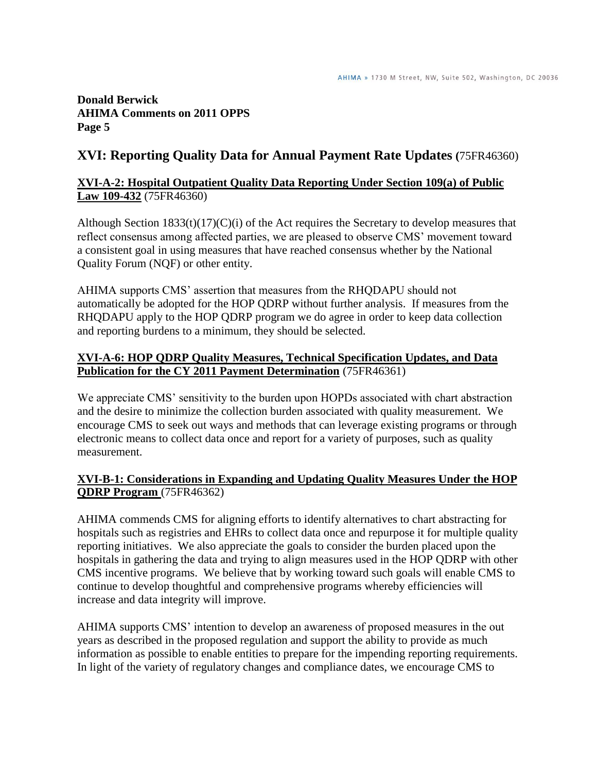## XVI: Reporting Quality Data for Annual Payment Rate Updates (75FR46360)

### XVI-A-2: Hospital Outpatient Quality Data Reporting Under Section 109(a) of Public Law 109-432 (75FR46360)

Although Section 1833(t)(17)(C)(i) of the Act requires the Secretary to develop measures that reflect consensus among affected parties, we are pleased to observe CMS' movement toward a consistent goal in using measures that have reached consensus whether by the National Quality Forum (NQF) or other entity.

AHIMA supports CMS' assertion that measures from the RHQDAPU should not automatically be adopted for the HOP QDRP without further analysis. If measures from the RHQDAPU apply to the HOP QDRP program we do agree in order to keep data collection and reporting burdens to a minimum, they should be selected.

### XVI-A-6: HOP QDRP Quality Measures, Technical Specification Updates, and Data Publication for the CY 2011 Payment Determination (75FR46361)

We appreciate CMS' sensitivity to the burden upon HOPDs associated with chart abstraction and the desire to minimize the collection burden associated with quality measurement. We encourage CMS to seek out ways and methods that can leverage existing programs or through electronic means to collect data once and report for a variety of purposes, such as quality measurement.

### XVI-B-1: Considerations in Expanding and Updating Quality Measures Under the HOP QDRP Program (75FR46362)

AHIMA commends CMS for aligning efforts to identify alternatives to chart abstracting for hospitals such as registries and EHRs to collect data once and repurpose it for multiple quality reporting initiatives. We also appreciate the goals to consider the burden placed upon the hospitals in gathering the data and trying to align measures used in the HOP QDRP with other CMS incentive programs. We believe that by working toward such goals will enable CMS to continue to develop thoughtful and comprehensive programs whereby efficiencies will increase and data integrity will improve.

AHIMA supports CMS' intention to develop an awareness of proposed measures in the out years as described in the proposed regulation and support the ability to provide as much information as possible to enable entities to prepare for the impending reporting requirements. In light of the variety of regulatory changes and compliance dates, we encourage CMS to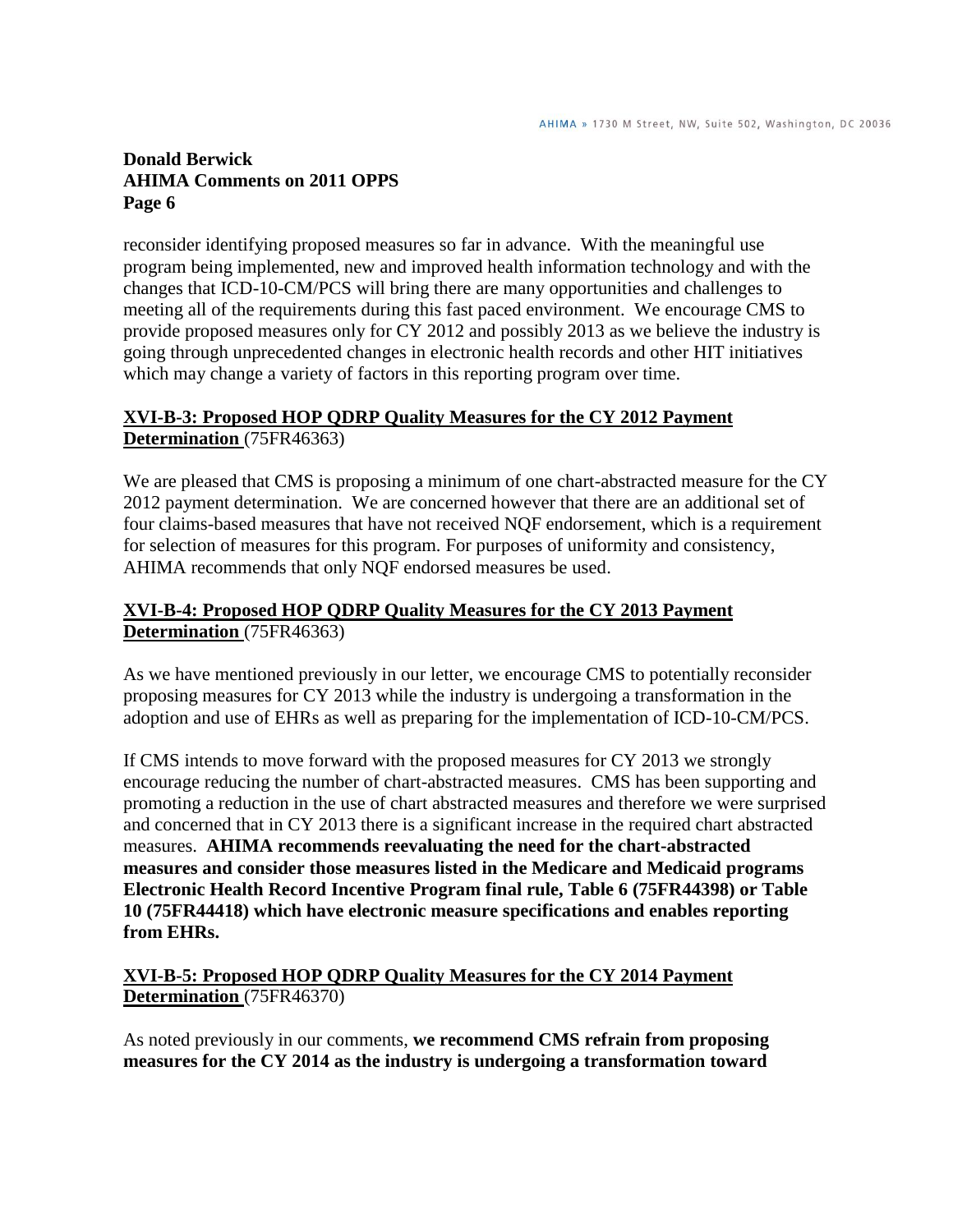reconsider identifying proposed measures so far in advance. With the meaningful use program being implemented, new and improved health information technology and with the changes that ICD-10-CM/PCS will bring there are many opportunities and challenges to meeting all of the requirements during this fast paced environment. We encourage CMS to provide proposed measures only for CY 2012 and possibly 2013 as we believe the industry is going through unprecedented changes in electronic health records and other HIT initiatives which may change a variety of factors in this reporting program over time.

**XVI-B-3: Proposed HOP QDRP Quality Measures for the CY 2012 Payment Determination** (75FR46363)

We are pleased that CMS is proposing a minimum of one chart-abstracted measure for the CY 2012 payment determination. We are concerned however that there are an additional set of four claims-based measures that have not received NQF endorsement, which is a requirement for selection of measures for this program. For purposes of uniformity and consistency, AHIMA recommends that only NQF endorsed measures be used.

**XVI-B-4: Proposed HOP QDRP Quality Measures for the CY 2013 Payment Determination** (75FR46363)

As we have mentioned previously in our letter, we encourage CMS to potentially reconsider proposing measures for CY 2013 while the industry is undergoing a transformation in the adoption and use of EHRs as well as preparing for the implementation of ICD-10-CM/PCS.

If CMS intends to move forward with the proposed measures for CY 2013 we strongly encourage reducing the number of chart-abstracted measures. CMS has been supporting and promoting a reduction in the use of chart abstracted measures and therefore we were surprised and concerned that in CY 2013 there is a significant increase in the required chart abstracted measures. **AHIMA recommends reevaluating the need for the chart-abstracted measures and consider those measures listed in the Medicare and Medicaid programs Electronic Health Record Incentive Program final rule, Table 6 (75FR44398) or Table 10 (75FR44418) which have electronic measure specifications and enables reporting from EHRs.**

**XVI-B-5: Proposed HOP QDRP Quality Measures for the CY 2014 Payment Determination** (75FR46370)

As noted previously in our comments, **we recommend CMS refrain from proposing measures for the CY 2014 as the industry is undergoing a transformation toward**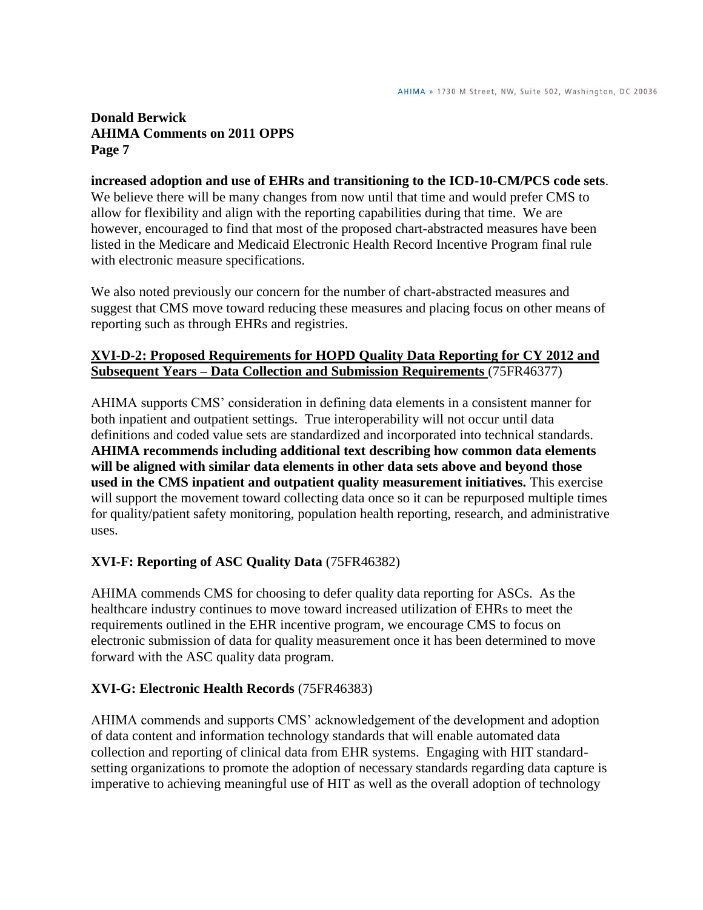**increased adoption and use of EHRs and transitioning to the ICD-10-CM/PCS code sets**. We believe there will be many changes from now until that time and would prefer CMS to allow for flexibility and align with the reporting capabilities during that time. We are however, encouraged to find that most of the proposed chart-abstracted measures have been listed in the Medicare and Medicaid Electronic Health Record Incentive Program final rule with electronic measure specifications.

We also noted previously our concern for the number of chart-abstracted measures and suggest that CMS move toward reducing these measures and placing focus on other means of reporting such as through EHRs and registries.

**XVI-D-2: Proposed Requirements for HOPD Quality Data Reporting for CY 2012 and Subsequent Years – Data Collection and Submission Requirements** (75FR46377)

AHIMA supports CMS' consideration in defining data elements in a consistent manner for both inpatient and outpatient settings. True interoperability will not occur until data definitions and coded value sets are standardized and incorporated into technical standards. **AHIMA recommends including additional text describing how common data elements will be aligned with similar data elements in other data sets above and beyond those used in the CMS inpatient and outpatient quality measurement initiatives.** This exercise will support the movement toward collecting data once so it can be repurposed multiple times for quality/patient safety monitoring, population health reporting, research, and administrative uses.

**XVI-F: Reporting of ASC Quality Data** (75FR46382)

AHIMA commends CMS for choosing to defer quality data reporting for ASCs. As the healthcare industry continues to move toward increased utilization of EHRs to meet the requirements outlined in the EHR incentive program, we encourage CMS to focus on electronic submission of data for quality measurement once it has been determined to move forward with the ASC quality data program.

**XVI-G: Electronic Health Records** (75FR46383)

AHIMA commends and supports CMS' acknowledgement of the development and adoption of data content and information technology standards that will enable automated data collection and reporting of clinical data from EHR systems. Engaging with HIT standard-setting organizations to promote the adoption of necessary standards regarding data capture is imperative to achieving meaningful use of HIT as well as the overall adoption of technology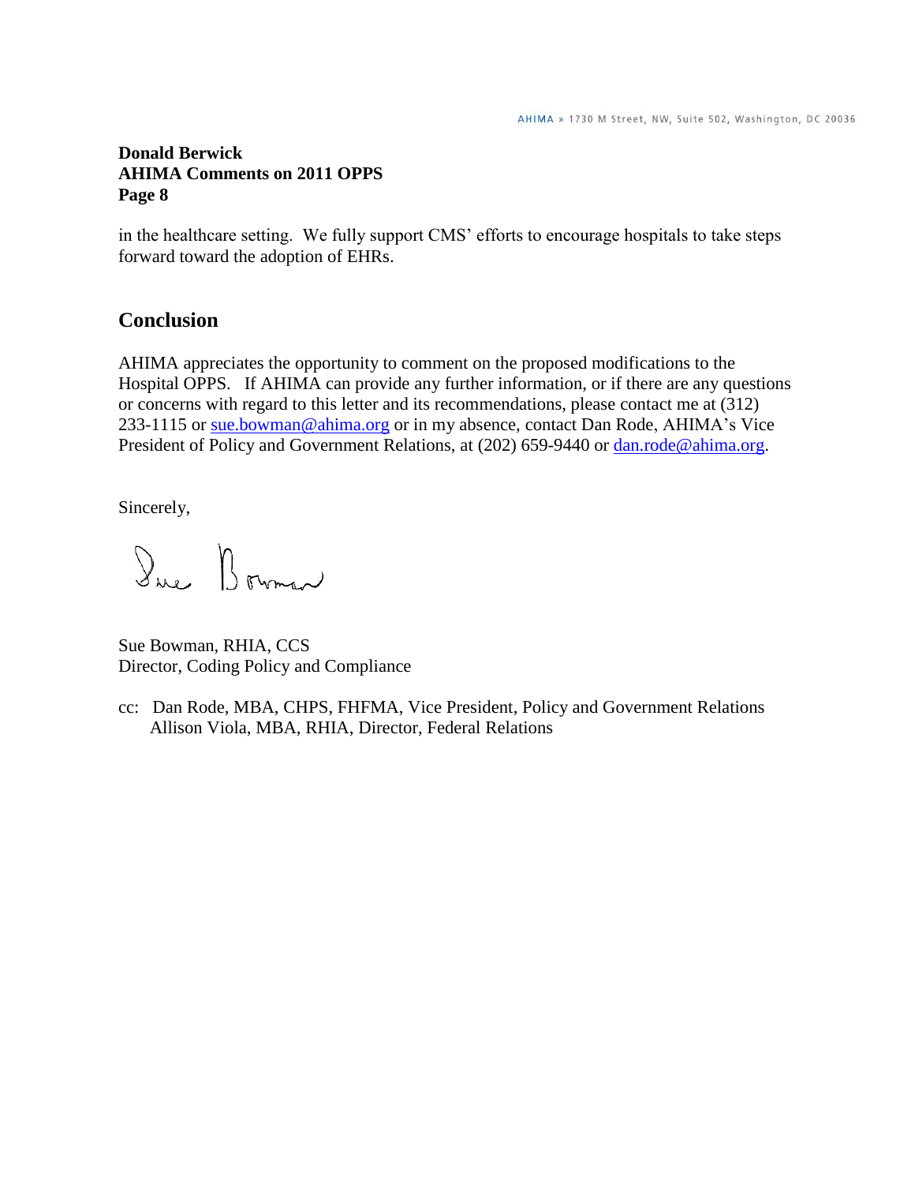in the healthcare setting. We fully support CMS' efforts to encourage hospitals to take steps forward toward the adoption of EHRs.

## Conclusion

AHIMA appreciates the opportunity to comment on the proposed modifications to the Hospital OPPS. If AHIMA can provide any further information, or if there are any questions or concerns with regard to this letter and its recommendations, please contact me at (312) 233-1115 or sue.bowman@ahima.org or in my absence, contact Dan Rode, AHIMA's Vice President of Policy and Government Relations, at (202) 659-9440 or dan.rode@ahima.org.

Sincerely,

Sue Bowman

Sue Bowman, RHIA, CCS
Director, Coding Policy and Compliance

cc: Dan Rode, MBA, CHPS, FHFMA, Vice President, Policy and Government Relations
Allison Viola, MBA, RHIA, Director, Federal Relations